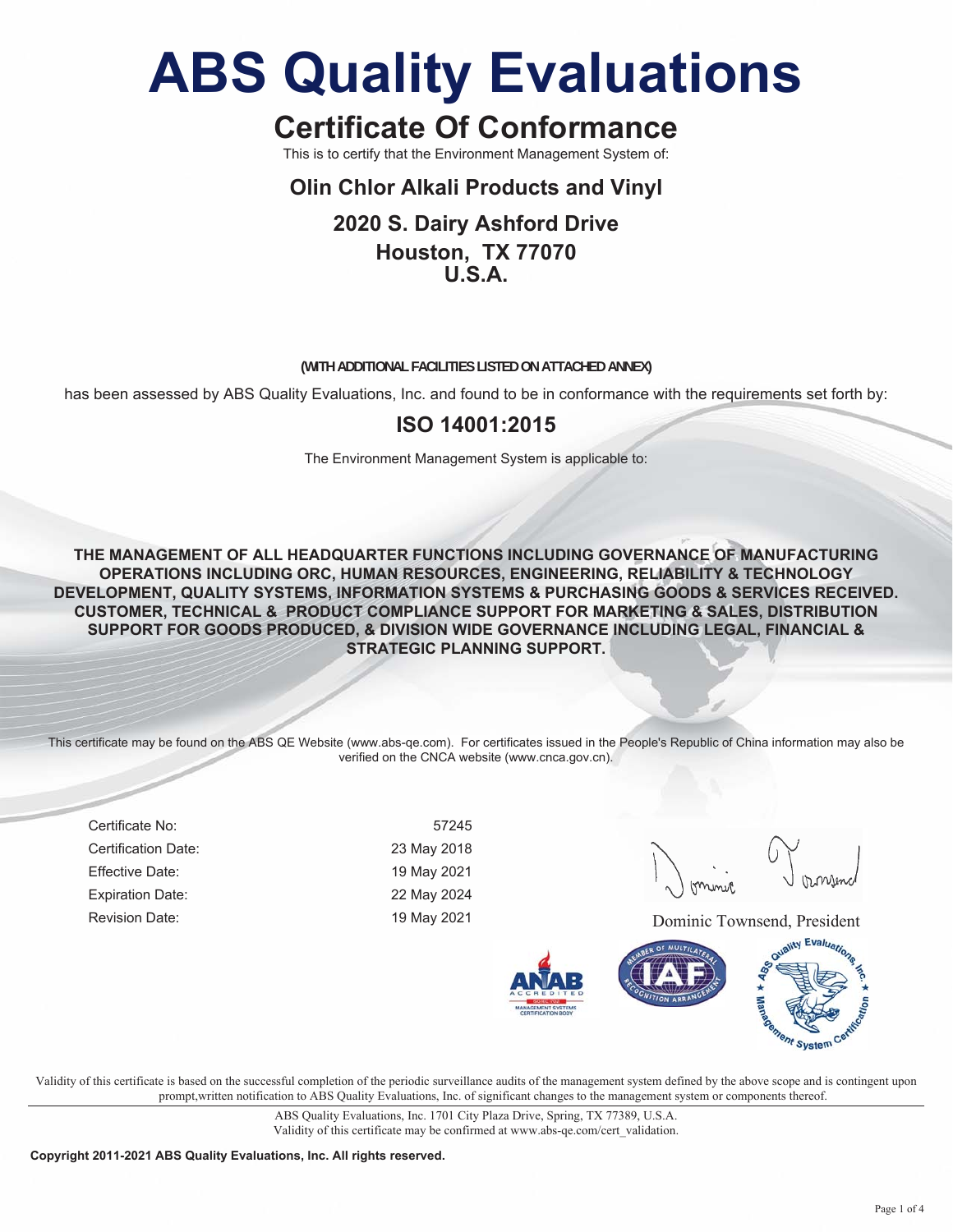# ABS Quality Evaluations

## Certificate Of Conformance

This is to certify that the Environment Management System of:

### Olin Chlor Alkali Products and Vinyl

### 2020 S. Dairy Ashford Drive
### Houston, TX 77070
### U.S.A.

**(WITH ADDITIONAL FACILITIES LISTED ON ATTACHED ANNEX)**

has been assessed by ABS Quality Evaluations, Inc. and found to be in conformance with the requirements set forth by:

### ISO 14001:2015

The Environment Management System is applicable to:

**THE MANAGEMENT OF ALL HEADQUARTER FUNCTIONS INCLUDING GOVERNANCE OF MANUFACTURING OPERATIONS INCLUDING ORC, HUMAN RESOURCES, ENGINEERING, RELIABILITY & TECHNOLOGY DEVELOPMENT, QUALITY SYSTEMS, INFORMATION SYSTEMS & PURCHASING GOODS & SERVICES RECEIVED. CUSTOMER, TECHNICAL & PRODUCT COMPLIANCE SUPPORT FOR MARKETING & SALES, DISTRIBUTION SUPPORT FOR GOODS PRODUCED, & DIVISION WIDE GOVERNANCE INCLUDING LEGAL, FINANCIAL & STRATEGIC PLANNING SUPPORT.**

This certificate may be found on the ABS QE Website (www.abs-qe.com). For certificates issued in the People's Republic of China information may also be verified on the CNCA website (www.cnca.gov.cn).

| | |
|---|---|
| Certificate No: | 57245 |
| Certification Date: | 23 May 2018 |
| Effective Date: | 19 May 2021 |
| Expiration Date: | 22 May 2024 |
| Revision Date: | 19 May 2021 |

Dominic Townsend, President

Validity of this certificate is based on the successful completion of the periodic surveillance audits of the management system defined by the above scope and is contingent upon prompt,written notification to ABS Quality Evaluations, Inc. of significant changes to the management system or components thereof.

ABS Quality Evaluations, Inc. 1701 City Plaza Drive, Spring, TX 77389, U.S.A.
Validity of this certificate may be confirmed at www.abs-qe.com/cert_validation.

**Copyright 2011-2021 ABS Quality Evaluations, Inc. All rights reserved.**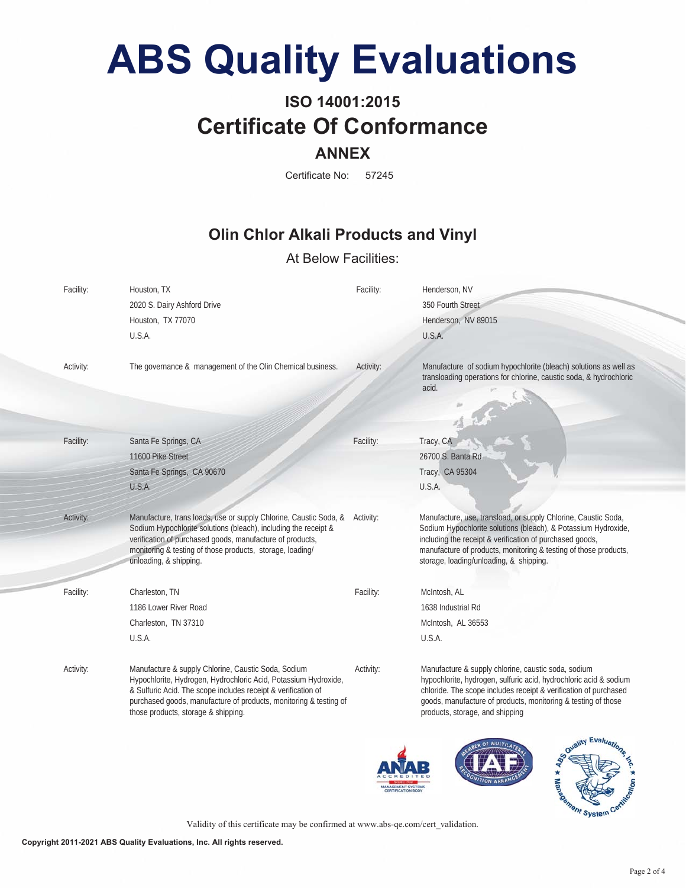# ABS Quality Evaluations

## ISO 14001:2015

## Certificate Of Conformance

### ANNEX

Certificate No: 57245

## Olin Chlor Alkali Products and Vinyl

At Below Facilities:

| | | | |
|---|---|---|---|
| Facility: | Houston, TX<br>2020 S. Dairy Ashford Drive<br>Houston, TX 77070<br>U.S.A. | Facility: | Henderson, NV<br>350 Fourth Street<br>Henderson, NV 89015<br>U.S.A. |
| Activity: | The governance & management of the Olin Chemical business. | Activity: | Manufacture of sodium hypochlorite (bleach) solutions as well as transloading operations for chlorine, caustic soda, & hydrochloric acid. |
| Facility: | Santa Fe Springs, CA<br>11600 Pike Street<br>Santa Fe Springs, CA 90670<br>U.S.A. | Facility: | Tracy, CA<br>26700 S. Banta Rd<br>Tracy, CA 95304<br>U.S.A. |
| Activity: | Manufacture, trans loads, use or supply Chlorine, Caustic Soda, & Sodium Hypochlorite solutions (bleach), including the receipt & verification of purchased goods, manufacture of products, monitoring & testing of those products, storage, loading/ unloading, & shipping. | Activity: | Manufacture, use, transload, or supply Chlorine, Caustic Soda, Sodium Hypochlorite solutions (bleach), & Potassium Hydroxide, including the receipt & verification of purchased goods, manufacture of products, monitoring & testing of those products, storage, loading/unloading, & shipping. |
| Facility: | Charleston, TN<br>1186 Lower River Road<br>Charleston, TN 37310<br>U.S.A. | Facility: | McIntosh, AL<br>1638 Industrial Rd<br>McIntosh, AL 36553<br>U.S.A. |
| Activity: | Manufacture & supply Chlorine, Caustic Soda, Sodium Hypochlorite, Hydrogen, Hydrochloric Acid, Potassium Hydroxide, & Sulfuric Acid. The scope includes receipt & verification of purchased goods, manufacture of products, monitoring & testing of those products, storage & shipping. | Activity: | Manufacture & supply chlorine, caustic soda, sodium hypochlorite, hydrogen, sulfuric acid, hydrochloric acid & sodium chloride. The scope includes receipt & verification of purchased goods, manufacture of products, monitoring & testing of those products, storage, and shipping |

Validity of this certificate may be confirmed at www.abs-qe.com/cert_validation.

**Copyright 2011-2021 ABS Quality Evaluations, Inc. All rights reserved.**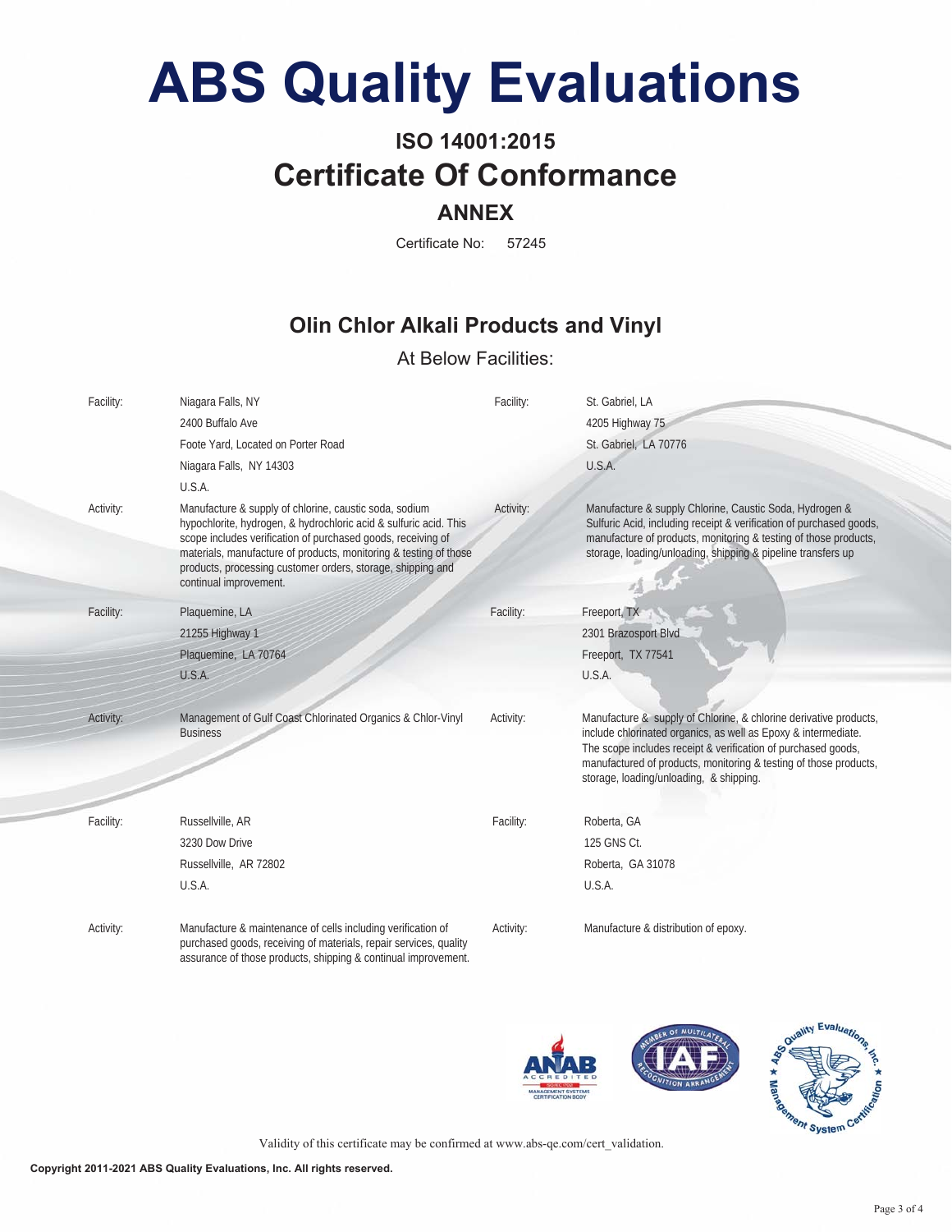# ABS Quality Evaluations

## ISO 14001:2015

## Certificate Of Conformance

### ANNEX

Certificate No: 57245

## Olin Chlor Alkali Products and Vinyl

At Below Facilities:

| | | | |
|---|---|---|---|
| Facility: | Niagara Falls, NY<br>2400 Buffalo Ave<br>Foote Yard, Located on Porter Road<br>Niagara Falls, NY 14303<br>U.S.A. | Facility: | St. Gabriel, LA<br>4205 Highway 75<br>St. Gabriel, LA 70776<br>U.S.A. |
| Activity: | Manufacture & supply of chlorine, caustic soda, sodium hypochlorite, hydrogen, & hydrochloric acid & sulfuric acid. This scope includes verification of purchased goods, receiving of materials, manufacture of products, monitoring & testing of those products, processing customer orders, storage, shipping and continual improvement. | Activity: | Manufacture & supply Chlorine, Caustic Soda, Hydrogen & Sulfuric Acid, including receipt & verification of purchased goods, manufacture of products, monitoring & testing of those products, storage, loading/unloading, shipping & pipeline transfers up |
| Facility: | Plaquemine, LA<br>21255 Highway 1<br>Plaquemine, LA 70764<br>U.S.A. | Facility: | Freeport, TX<br>2301 Brazosport Blvd<br>Freeport, TX 77541<br>U.S.A. |
| Activity: | Management of Gulf Coast Chlorinated Organics & Chlor-Vinyl Business | Activity: | Manufacture & supply of Chlorine, & chlorine derivative products, include chlorinated organics, as well as Epoxy & intermediate. The scope includes receipt & verification of purchased goods, manufactured of products, monitoring & testing of those products, storage, loading/unloading, & shipping. |
| Facility: | Russellville, AR<br>3230 Dow Drive<br>Russellville, AR 72802<br>U.S.A. | Facility: | Roberta, GA<br>125 GNS Ct.<br>Roberta, GA 31078<br>U.S.A. |
| Activity: | Manufacture & maintenance of cells including verification of purchased goods, receiving of materials, repair services, quality assurance of those products, shipping & continual improvement. | Activity: | Manufacture & distribution of epoxy. |

Validity of this certificate may be confirmed at www.abs-qe.com/cert_validation.

**Copyright 2011-2021 ABS Quality Evaluations, Inc. All rights reserved.**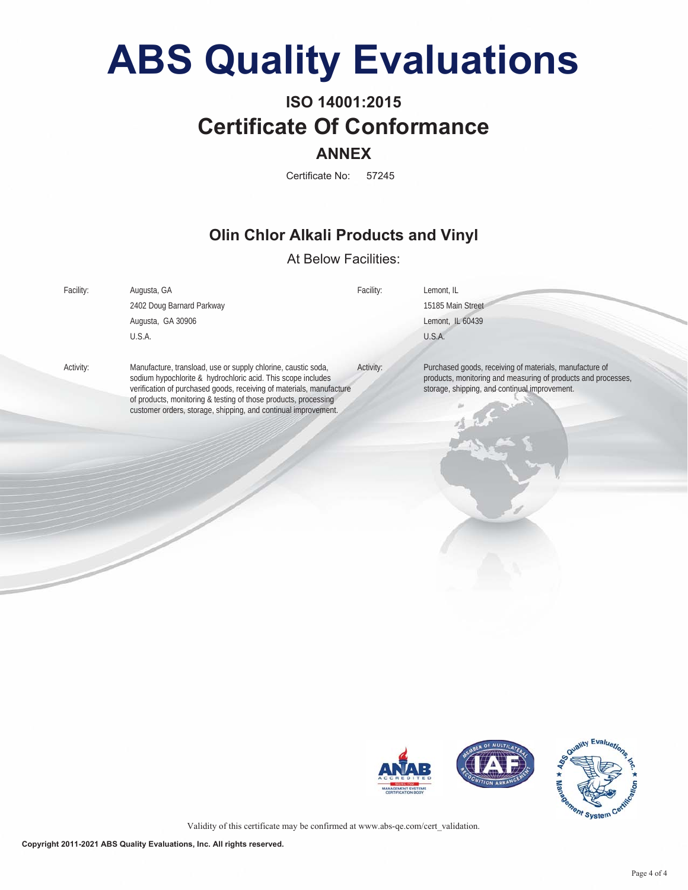# ABS Quality Evaluations

## ISO 14001:2015

## Certificate Of Conformance

### ANNEX

Certificate No: 57245

## Olin Chlor Alkali Products and Vinyl

At Below Facilities:

Facility: Augusta, GA
2402 Doug Barnard Parkway
Augusta, GA 30906
U.S.A.

Activity: Manufacture, transload, use or supply chlorine, caustic soda, sodium hypochlorite & hydrochloric acid. This scope includes verification of purchased goods, receiving of materials, manufacture of products, monitoring & testing of those products, processing customer orders, storage, shipping, and continual improvement.

Facility: Lemont, IL
15185 Main Street
Lemont, IL 60439
U.S.A.

Activity: Purchased goods, receiving of materials, manufacture of products, monitoring and measuring of products and processes, storage, shipping, and continual improvement.

Validity of this certificate may be confirmed at www.abs-qe.com/cert_validation.

**Copyright 2011-2021 ABS Quality Evaluations, Inc. All rights reserved.**